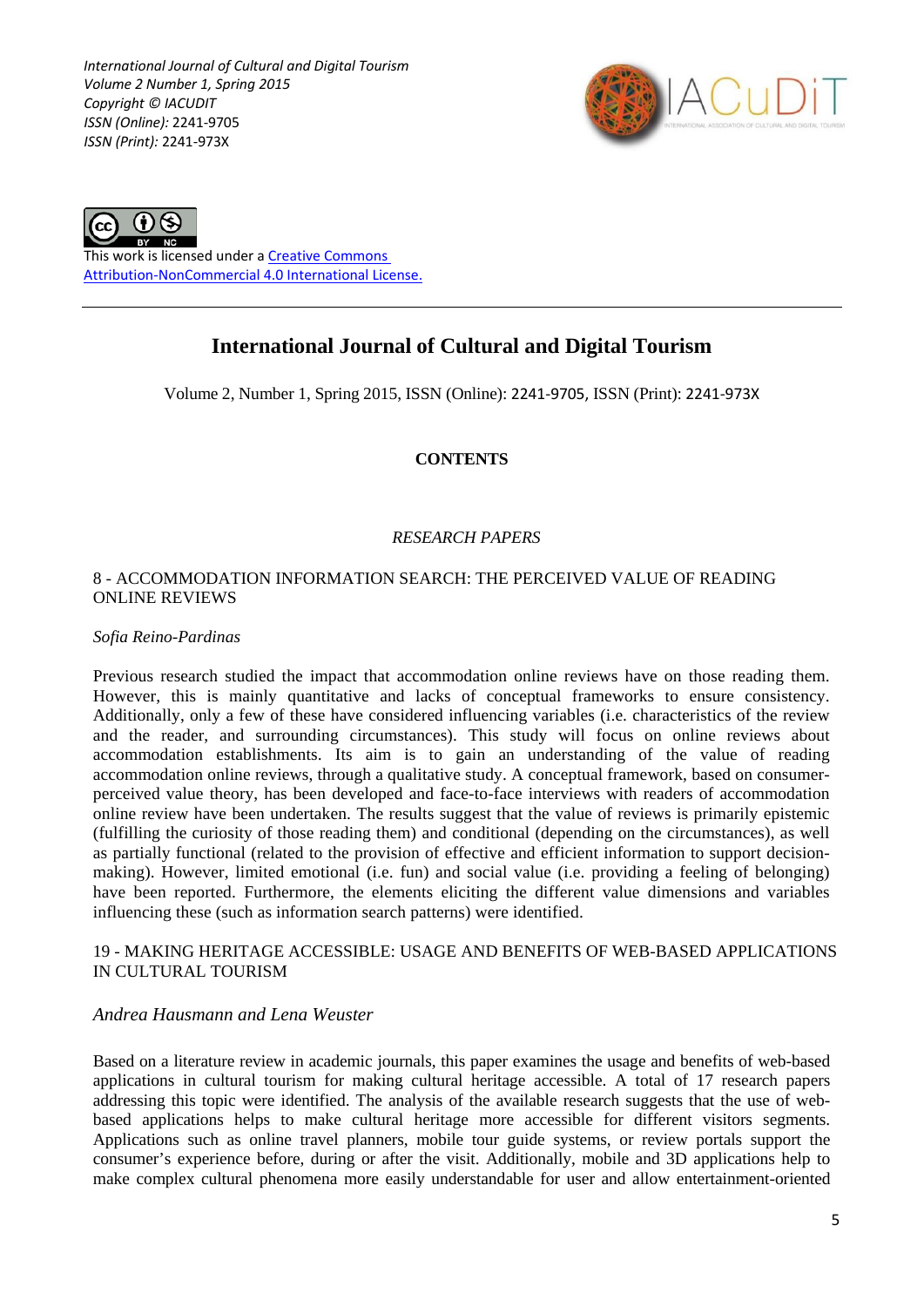*International Journal of Cultural and Digital Tourism*
*Volume 2 Number 1, Spring 2015*
*Copyright © IACUDIT*
*ISSN (Online):* 2241-9705
*ISSN (Print):* 2241-973X

This work is licensed under a [Creative Commons Attribution-NonCommercial 4.0 International License.]

# International Journal of Cultural and Digital Tourism

Volume 2, Number 1, Spring 2015, ISSN (Online): 2241-9705, ISSN (Print): 2241-973X

## CONTENTS

*RESEARCH PAPERS*

8 - ACCOMMODATION INFORMATION SEARCH: THE PERCEIVED VALUE OF READING ONLINE REVIEWS

*Sofia Reino-Pardinas*

Previous research studied the impact that accommodation online reviews have on those reading them. However, this is mainly quantitative and lacks of conceptual frameworks to ensure consistency. Additionally, only a few of these have considered influencing variables (i.e. characteristics of the review and the reader, and surrounding circumstances). This study will focus on online reviews about accommodation establishments. Its aim is to gain an understanding of the value of reading accommodation online reviews, through a qualitative study. A conceptual framework, based on consumer-perceived value theory, has been developed and face-to-face interviews with readers of accommodation online review have been undertaken. The results suggest that the value of reviews is primarily epistemic (fulfilling the curiosity of those reading them) and conditional (depending on the circumstances), as well as partially functional (related to the provision of effective and efficient information to support decision-making). However, limited emotional (i.e. fun) and social value (i.e. providing a feeling of belonging) have been reported. Furthermore, the elements eliciting the different value dimensions and variables influencing these (such as information search patterns) were identified.

19 - MAKING HERITAGE ACCESSIBLE: USAGE AND BENEFITS OF WEB-BASED APPLICATIONS IN CULTURAL TOURISM

*Andrea Hausmann and Lena Weuster*

Based on a literature review in academic journals, this paper examines the usage and benefits of web-based applications in cultural tourism for making cultural heritage accessible. A total of 17 research papers addressing this topic were identified. The analysis of the available research suggests that the use of web-based applications helps to make cultural heritage more accessible for different visitors segments. Applications such as online travel planners, mobile tour guide systems, or review portals support the consumer's experience before, during or after the visit. Additionally, mobile and 3D applications help to make complex cultural phenomena more easily understandable for user and allow entertainment-oriented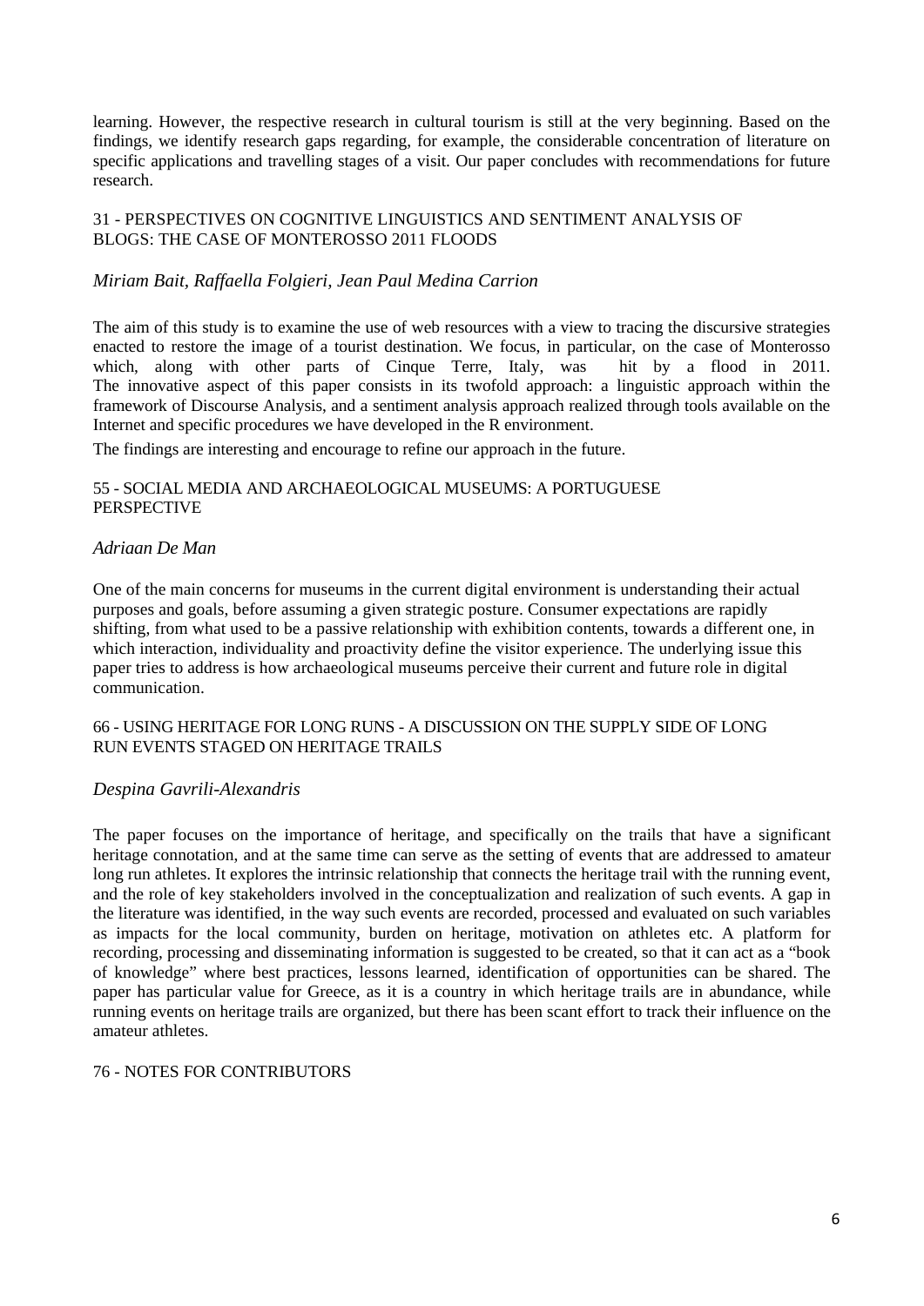learning. However, the respective research in cultural tourism is still at the very beginning. Based on the findings, we identify research gaps regarding, for example, the considerable concentration of literature on specific applications and travelling stages of a visit. Our paper concludes with recommendations for future research.

## 31 - PERSPECTIVES ON COGNITIVE LINGUISTICS AND SENTIMENT ANALYSIS OF BLOGS: THE CASE OF MONTEROSSO 2011 FLOODS

*Miriam Bait, Raffaella Folgieri, Jean Paul Medina Carrion*

The aim of this study is to examine the use of web resources with a view to tracing the discursive strategies enacted to restore the image of a tourist destination. We focus, in particular, on the case of Monterosso which, along with other parts of Cinque Terre, Italy, was hit by a flood in 2011. The innovative aspect of this paper consists in its twofold approach: a linguistic approach within the framework of Discourse Analysis, and a sentiment analysis approach realized through tools available on the Internet and specific procedures we have developed in the R environment.

The findings are interesting and encourage to refine our approach in the future.

## 55 - SOCIAL MEDIA AND ARCHAEOLOGICAL MUSEUMS: A PORTUGUESE PERSPECTIVE

*Adriaan De Man*

One of the main concerns for museums in the current digital environment is understanding their actual purposes and goals, before assuming a given strategic posture. Consumer expectations are rapidly shifting, from what used to be a passive relationship with exhibition contents, towards a different one, in which interaction, individuality and proactivity define the visitor experience. The underlying issue this paper tries to address is how archaeological museums perceive their current and future role in digital communication.

## 66 - USING HERITAGE FOR LONG RUNS - A DISCUSSION ON THE SUPPLY SIDE OF LONG RUN EVENTS STAGED ON HERITAGE TRAILS

*Despina Gavrili-Alexandris*

The paper focuses on the importance of heritage, and specifically on the trails that have a significant heritage connotation, and at the same time can serve as the setting of events that are addressed to amateur long run athletes. It explores the intrinsic relationship that connects the heritage trail with the running event, and the role of key stakeholders involved in the conceptualization and realization of such events. A gap in the literature was identified, in the way such events are recorded, processed and evaluated on such variables as impacts for the local community, burden on heritage, motivation on athletes etc. A platform for recording, processing and disseminating information is suggested to be created, so that it can act as a "book of knowledge" where best practices, lessons learned, identification of opportunities can be shared. The paper has particular value for Greece, as it is a country in which heritage trails are in abundance, while running events on heritage trails are organized, but there has been scant effort to track their influence on the amateur athletes.

## 76 - NOTES FOR CONTRIBUTORS